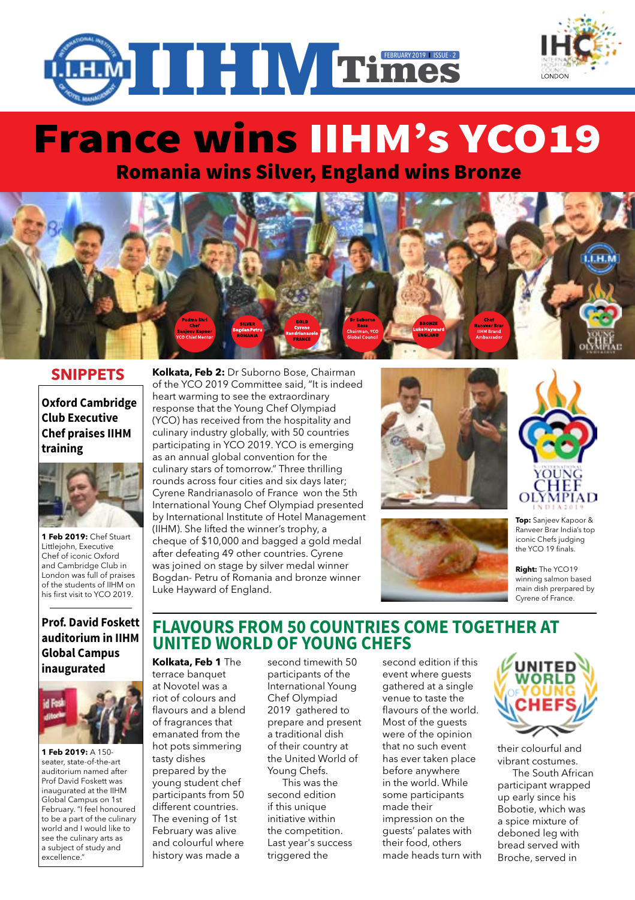# IIHM Times

FEBRUARY 2019 | ISSUE - 2

# France wins IIHM's YCO19

## Romania wins Silver, England wins Bronze

Padma Shri Chef Sanjeev Kapoor YCO Chief Mentor

SILVER Bogdan Petru ROMANIA

GOLD Cyrene Randrianasolo FRANCE

Dr Suborno Bose Chairman, YCO Global Council

BRONZE Luke Hayward ENGLAND

Chef Ranveer Brar IIHM Brand Ambassador

## SNIPPETS

### Oxford Cambridge Club Executive Chef praises IIHM training

**1 Feb 2019:** Chef Stuart Littlejohn, Executive Chef of iconic Oxford and Cambridge Club in London was full of praises of the students of IIHM on his first visit to YCO 2019.

### Prof. David Foskett auditorium in IIHM Global Campus inaugurated

**1 Feb 2019:** A 150-seater, state-of-the-art auditorium named after Prof David Foskett was inaugurated at the IIHM Global Campus on 1st February. "I feel honoured to be a part of the culinary world and I would like to see the culinary arts as a subject of study and excellence."

**Kolkata, Feb 2:** Dr Suborno Bose, Chairman of the YCO 2019 Committee said, "It is indeed heart warming to see the extraordinary response that the Young Chef Olympiad (YCO) has received from the hospitality and culinary industry globally, with 50 countries participating in YCO 2019. YCO is emerging as an annual global convention for the culinary stars of tomorrow." Three thrilling rounds across four cities and six days later; Cyrene Randrianasolo of France won the 5th International Young Chef Olympiad presented by International Institute of Hotel Management (IIHM). She lifted the winner's trophy, a cheque of $10,000 and bagged a gold medal after defeating 49 other countries. Cyrene was joined on stage by silver medal winner Bogdan- Petru of Romania and bronze winner Luke Hayward of England.

**Top:** Sanjeev Kapoor & Ranveer Brar India's top iconic Chefs judging the YCO 19 finals.

**Right:** The YCO19 winning salmon based main dish prerpared by Cyrene of France.

## FLAVOURS FROM 50 COUNTRIES COME TOGETHER AT UNITED WORLD OF YOUNG CHEFS

**Kolkata, Feb 1** The terrace banquet at Novotel was a riot of colours and flavours and a blend of fragrances that emanated from the hot pots simmering tasty dishes prepared by the young student chef participants from 50 different countries. The evening of 1st February was alive and colourful where history was made a second timewith 50 participants of the International Young Chef Olympiad 2019 gathered to prepare and present a traditional dish of their country at the United World of Young Chefs.

This was the second edition if this unique initiative within the competition. Last year's success triggered the second edition if this event where guests gathered at a single venue to taste the flavours of the world. Most of the guests were of the opinion that no such event has ever taken place before anywhere in the world. While some participants made their impression on the guests' palates with their food, others made heads turn with their colourful and vibrant costumes.

The South African participant wrapped up early since his Bobotie, which was a spice mixture of deboned leg with bread served with Broche, served in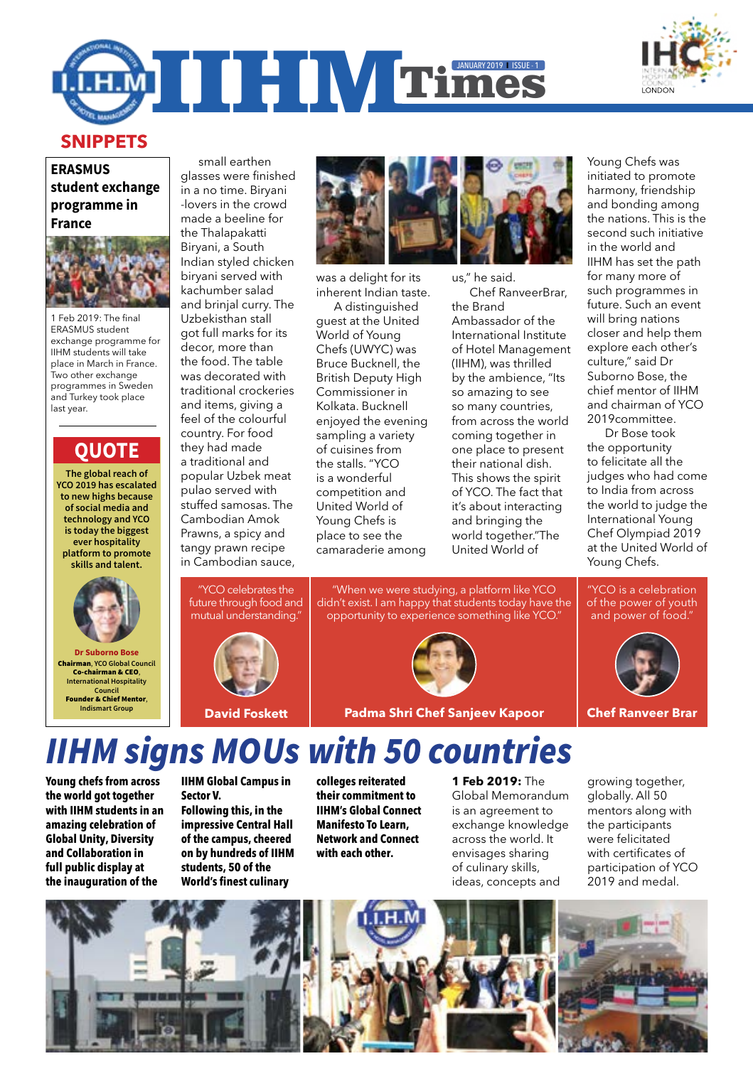# IIHM Times

## SNIPPETS

### ERASMUS student exchange programme in France

1 Feb 2019: The final ERASMUS student exchange programme for IIHM students will take place in March in France. Two other exchange programmes in Sweden and Turkey took place last year.

### QUOTE

**The global reach of YCO 2019 has escalated to new highs because of social media and technology and YCO is today the biggest ever hospitality platform to promote skills and talent.**

**Dr Suborno Bose**
**Chairman**, YCO Global Council
**Co-chairman & CEO**, International Hospitality Council
**Founder & Chief Mentor**, Indismart Group

small earthen glasses were finished in a no time. Biryani -lovers in the crowd made a beeline for the Thalapakatti Biryani, a South Indian styled chicken biryani served with kachumber salad and brinjal curry. The Uzbekisthan stall got full marks for its decor, more than the food. The table was decorated with traditional crockeries and items, giving a feel of the colourful country. For food they had made a traditional and popular Uzbek meat pulao served with stuffed samosas. The Cambodian Amok Prawns, a spicy and tangy prawn recipe in Cambodian sauce, was a delight for its inherent Indian taste.

A distinguished guest at the United World of Young Chefs (UWYC) was Bruce Bucknell, the British Deputy High Commissioner in Kolkata. Bucknell enjoyed the evening sampling a variety of cuisines from the stalls. "YCO is a wonderful competition and United World of Young Chefs is place to see the camaraderie among us," he said.

Chef RanveerBrar, the Brand Ambassador of the International Institute of Hotel Management (IIHM), was thrilled by the ambience, "Its so amazing to see so many countries, from across the world coming together in one place to present their national dish. This shows the spirit of YCO. The fact that it's about interacting and bringing the world together."The United World of Young Chefs was initiated to promote harmony, friendship and bonding among the nations. This is the second such initiative in the world and IIHM has set the path for many more of such programmes in future. Such an event will bring nations closer and help them explore each other's culture," said Dr Suborno Bose, the chief mentor of IIHM and chairman of YCO 2019committee.

Dr Bose took the opportunity to felicitate all the judges who had come to India from across the world to judge the International Young Chef Olympiad 2019 at the United World of Young Chefs.

"YCO celebrates the future through food and mutual understanding."
**David Foskett**

"When we were studying, a platform like YCO didn't exist. I am happy that students today have the opportunity to experience something like YCO."
**Padma Shri Chef Sanjeev Kapoor**

"YCO is a celebration of the power of youth and power of food."
**Chef Ranveer Brar**

# *IIHM signs MOUs with 50 countries*

**Young chefs from across the world got together with IIHM students in an amazing celebration of Global Unity, Diversity and Collaboration in full public display at the inauguration of the IIHM Global Campus in Sector V. Following this, in the impressive Central Hall of the campus, cheered on by hundreds of IIHM students, 50 of the World's finest culinary colleges reiterated their commitment to IIHM's Global Connect Manifesto To Learn, Network and Connect with each other.**

**1 Feb 2019:** The Global Memorandum is an agreement to exchange knowledge across the world. It envisages sharing of culinary skills, ideas, concepts and growing together, globally. All 50 mentors along with the participants were felicitated with certificates of participation of YCO 2019 and medal.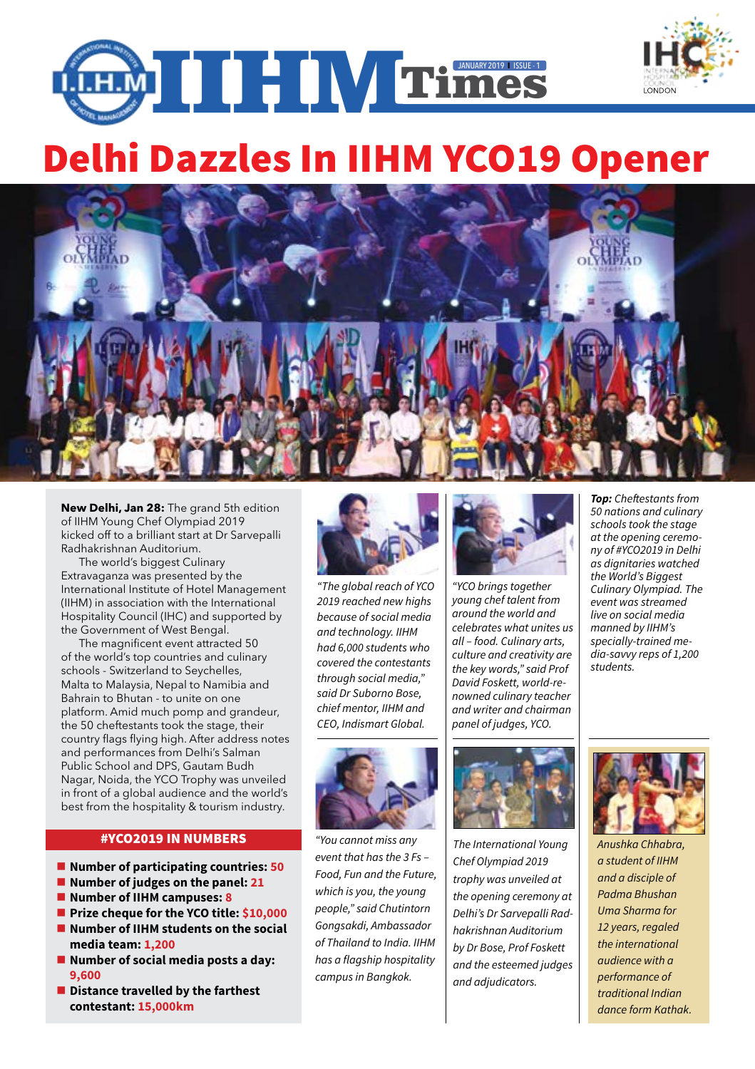# IIHM Times

JANUARY 2019 | ISSUE - 1

# Delhi Dazzles In IIHM YCO19 Opener

**New Delhi, Jan 28:** The grand 5th edition of IIHM Young Chef Olympiad 2019 kicked off to a brilliant start at Dr Sarvepalli Radhakrishnan Auditorium.

The world's biggest Culinary Extravaganza was presented by the International Institute of Hotel Management (IIHM) in association with the International Hospitality Council (IHC) and supported by the Government of West Bengal.

The magnificent event attracted 50 of the world's top countries and culinary schools - Switzerland to Seychelles, Malta to Malaysia, Nepal to Namibia and Bahrain to Bhutan - to unite on one platform. Amid much pomp and grandeur, the 50 cheftestants took the stage, their country flags flying high. After address notes and performances from Delhi's Salman Public School and DPS, Gautam Budh Nagar, Noida, the YCO Trophy was unveiled in front of a global audience and the world's best from the hospitality & tourism industry.

## #YCO2019 IN NUMBERS

- **Number of participating countries: 50**
- **Number of judges on the panel: 21**
- **Number of IIHM campuses: 8**
- **Prize cheque for the YCO title: $10,000**
- **Number of IIHM students on the social media team: 1,200**
- **Number of social media posts a day: 9,600**
- **Distance travelled by the farthest contestant: 15,000km**

*"The global reach of YCO 2019 reached new highs because of social media and technology. IIHM had 6,000 students who covered the contestants through social media," said Dr Suborno Bose, chief mentor, IIHM and CEO, Indismart Global.*

*"You cannot miss any event that has the 3 Fs – Food, Fun and the Future, which is you, the young people," said Chutintorn Gongsakdi, Ambassador of Thailand to India. IIHM has a flagship hospitality campus in Bangkok.*

*"YCO brings together young chef talent from around the world and celebrates what unites us all – food. Culinary arts, culture and creativity are the key words," said Prof David Foskett, world-renowned culinary teacher and writer and chairman panel of judges, YCO.*

*The International Young Chef Olympiad 2019 trophy was unveiled at the opening ceremony at Delhi's Dr Sarvepalli Radhakrishnan Auditorium by Dr Bose, Prof Foskett and the esteemed judges and adjudicators.*

***Top:** Cheftestants from 50 nations and culinary schools took the stage at the opening ceremony of #YCO2019 in Delhi as dignitaries watched the World's Biggest Culinary Olympiad. The event was streamed live on social media manned by IIHM's specially-trained media-savvy reps of 1,200 students.*

*Anushka Chhabra, a student of IIHM and a disciple of Padma Bhushan Uma Sharma for 12 years, regaled the international audience with a performance of traditional Indian dance form Kathak.*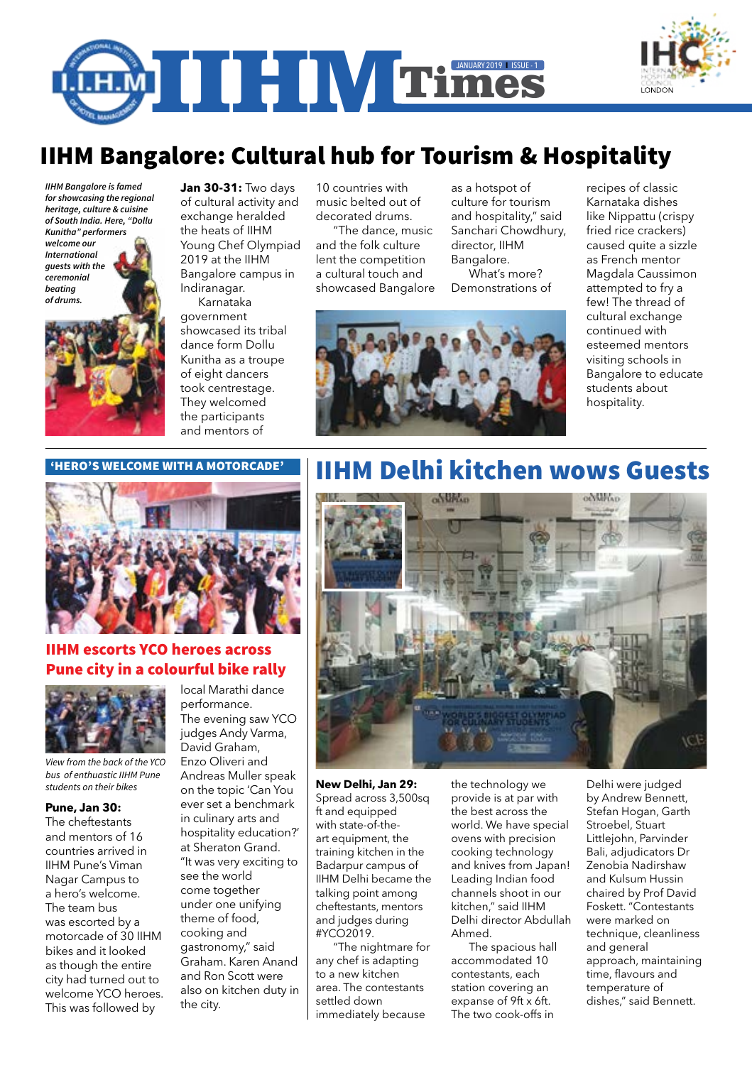# IIHM Times

JANUARY 2019 | ISSUE - 1

## IIHM Bangalore: Cultural hub for Tourism & Hospitality

*IIHM Bangalore is famed for showcasing the regional heritage, culture & cuisine of South India. Here, "Dollu Kunitha" performers welcome our International guests with the ceremonial beating of drums.*

**Jan 30-31:** Two days of cultural activity and exchange heralded the heats of IIHM Young Chef Olympiad 2019 at the IIHM Bangalore campus in Indiranagar.

Karnataka government showcased its tribal dance form Dollu Kunitha as a troupe of eight dancers took centrestage. They welcomed the participants and mentors of 10 countries with music belted out of decorated drums.

"The dance, music and the folk culture lent the competition a cultural touch and showcased Bangalore as a hotspot of culture for tourism and hospitality," said Sanchari Chowdhury, director, IIHM Bangalore.

What's more? Demonstrations of recipes of classic Karnataka dishes like Nippattu (crispy fried rice crackers) caused quite a sizzle as French mentor Magdala Caussimon attempted to fry a few! The thread of cultural exchange continued with esteemed mentors visiting schools in Bangalore to educate students about hospitality.

## 'HERO'S WELCOME WITH A MOTORCADE'

### IIHM escorts YCO heroes across Pune city in a colourful bike rally

*View from the back of the YCO bus of enthusiastic IIHM Pune students on their bikes*

**Pune, Jan 30:** The cheftestants and mentors of 16 countries arrived in IIHM Pune's Viman Nagar Campus to a hero's welcome. The team bus was escorted by a motorcade of 30 IIHM bikes and it looked as though the entire city had turned out to welcome YCO heroes. This was followed by local Marathi dance performance.

The evening saw YCO judges Andy Varma, David Graham, Enzo Oliveri and Andreas Muller speak on the topic 'Can You ever set a benchmark in culinary arts and hospitality education?' at Sheraton Grand. "It was very exciting to see the world come together under one unifying theme of food, cooking and gastronomy," said Graham. Karen Anand and Ron Scott were also on kitchen duty in the city.

## IIHM Delhi kitchen wows Guests

**New Delhi, Jan 29:** Spread across 3,500sq ft and equipped with state-of-the-art equipment, the training kitchen in the Badarpur campus of IIHM Delhi became the talking point among cheftestants, mentors and judges during #YCO2019.

"The nightmare for any chef is adapting to a new kitchen area. The contestants settled down immediately because the technology we provide is at par with the best across the world. We have special ovens with precision cooking technology and knives from Japan! Leading Indian food channels shoot in our kitchen," said IIHM Delhi director Abdullah Ahmed.

The spacious hall accommodated 10 contestants, each station covering an expanse of 9ft x 6ft. The two cook-offs in Delhi were judged by Andrew Bennett, Stefan Hogan, Garth Stroebel, Stuart Littlejohn, Parvinder Bali, adjudicators Dr Zenobia Nadirshaw and Kulsum Hussin chaired by Prof David Foskett. "Contestants were marked on technique, cleanliness and general approach, maintaining time, flavours and temperature of dishes," said Bennett.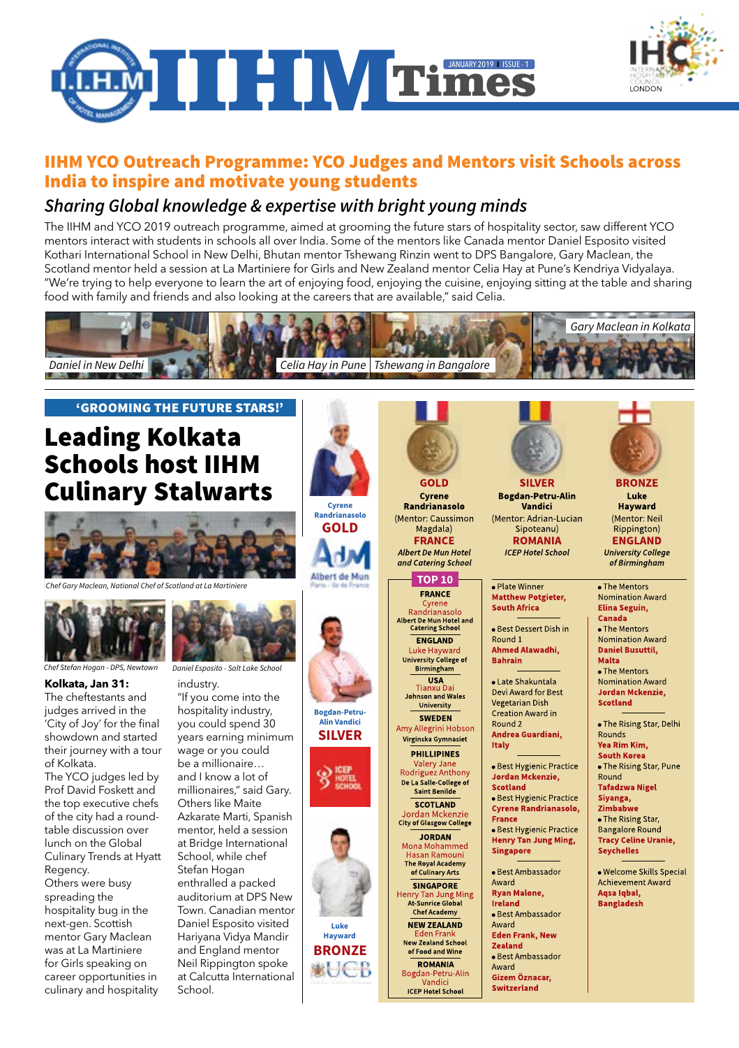# IIHM Times

JANUARY 2019 | ISSUE - 1

## IIHM YCO Outreach Programme: YCO Judges and Mentors visit Schools across India to inspire and motivate young students

### *Sharing Global knowledge & expertise with bright young minds*

The IIHM and YCO 2019 outreach programme, aimed at grooming the future stars of hospitality sector, saw different YCO mentors interact with students in schools all over India. Some of the mentors like Canada mentor Daniel Esposito visited Kothari International School in New Delhi, Bhutan mentor Tshewang Rinzin went to DPS Bangalore, Gary Maclean, the Scotland mentor held a session at La Martiniere for Girls and New Zealand mentor Celia Hay at Pune's Kendriya Vidyalaya. "We're trying to help everyone to learn the art of enjoying food, enjoying the cuisine, enjoying sitting at the table and sharing food with family and friends and also looking at the careers that are available," said Celia.

*Daniel in New Delhi* | *Celia Hay in Pune* | *Tshewang in Bangalore* | *Gary Maclean in Kolkata*

**'GROOMING THE FUTURE STARS!'**

## Leading Kolkata Schools host IIHM Culinary Stalwarts

*Chef Gary Maclean, National Chef of Scotland at La Martiniere*

*Chef Stefan Hogan - DPS, Newtown*

*Daniel Esposito - Salt Lake School*

**Kolkata, Jan 31:** The cheftestants and the judges arrived in the 'City of Joy' for the final showdown and started their journey with a tour of Kolkata.

The YCO judges led by Prof David Foskett and the top executive chefs of the city had a round-table discussion over lunch on the Global Culinary Trends at Hyatt Regency.

Others were busy spreading the hospitality bug in the next-gen. Scottish mentor Gary Maclean was at La Martiniere for Girls speaking on career opportunities in culinary and hospitality industry.

"If you come into the hospitality industry, you could spend 30 years earning minimum wage or you could be a millionaire… and I know a lot of millionaires," said Gary. Others like Maite Azkarate Marti, Spanish mentor, held a session at Bridge International School, while chef Stefan Hogan enthralled a packed auditorium at DPS New Town. Canadian mentor Daniel Esposito visited Hariyana Vidya Mandir and England mentor Neil Rippington spoke at Calcutta International School.

Cyrene Randrianasolo **GOLD**

Bogdan-Petru-Alin Vandici **SILVER**

Luke Hayward **BRONZE**

**GOLD**
**Cyrene Randrianasolo**
(Mentor: Caussimon Magdala)
**FRANCE**
*Albert De Mun Hotel and Catering School*

**SILVER**
**Bogdan-Petru-Alin Vandici**
(Mentor: Adrian-Lucian Sipoteanu)
**ROMANIA**
*ICEP Hotel School*

**BRONZE**
**Luke Hayward**
(Mentor: Neil Rippington)
**ENGLAND**
*University College of Birmingham*

**TOP 10**

**FRANCE**
Cyrene Randrianasolo
Albert De Mun Hotel and Catering School

**ENGLAND**
Luke Hayward
University College of Birmingham

**USA**
Tianxu Dai
Johnson and Wales University

**SWEDEN**
Amy Allegrini Hobson
Virginska Gymnasiet

**PHILLIPINES**
Valery Jane Rodriguez Anthony
De La Salle-College of Saint Benilde

**SCOTLAND**
Jordan Mckenzie
City of Glasgow College

**JORDAN**
Mona Mohammed Hasan Ramouni
The Royal Academy of Culinary Arts

**SINGAPORE**
Henry Tan Jung Ming
At-Sunrice Global Chef Academy

**NEW ZEALAND**
Eden Frank
New Zealand School of Food and Wine

**ROMANIA**
Bogdan-Petru-Alin Vandici
ICEP Hotel School

- Plate Winner
  **Matthew Potgieter, South Africa**
- Best Dessert Dish in Round 1
  **Ahmed Alawadhi, Bahrain**
- Late Shakuntala Devi Award for Best Vegetarian Dish Creation Award in Round 2
  **Andrea Guardiani, Italy**
- Best Hygienic Practice
  **Jordan Mckenzie, Scotland**
- Best Hygienic Practice
  **Cyrene Randrianasolo, France**
- Best Hygienic Practice
  **Henry Tan Jung Ming, Singapore**
- Best Ambassador Award
  **Ryan Malone, Ireland**
- Best Ambassador Award
  **Eden Frank, New Zealand**
- Best Ambassador Award
  **Gizem Öznacar, Switzerland**

- The Mentors Nomination Award
  **Elina Seguin, Canada**
- The Mentors Nomination Award
  **Daniel Busuttil, Malta**
- The Mentors Nomination Award
  **Jordan Mckenzie, Scotland**
- The Rising Star, Delhi Rounds
  **Yea Rim Kim, South Korea**
- The Rising Star, Pune Round
  **Tafadzwa Nigel Siyanga, Zimbabwe**
- The Rising Star, Bangalore Round
  **Tracy Celine Uranie, Seychelles**
- Welcome Skills Special Achievement Award
  **Aqsa Iqbal, Bangladesh**